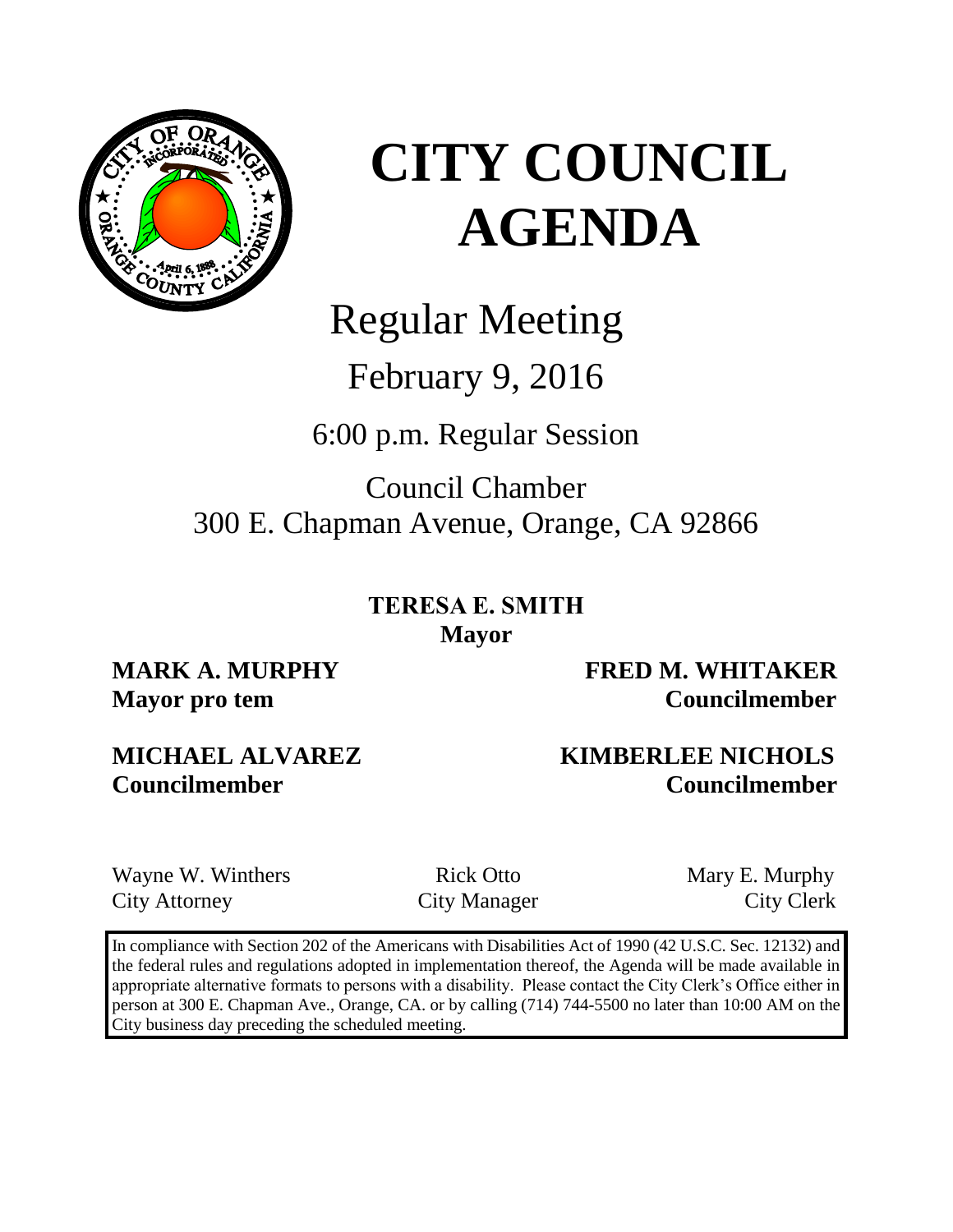# CITY COUNCIL AGENDA

Regular Meeting

February 9, 2016

6:00 p.m. Regular Session

Council Chamber
300 E. Chapman Avenue, Orange, CA 92866

**TERESA E. SMITH**
**Mayor**

**MARK A. MURPHY**
**Mayor pro tem**

**FRED M. WHITAKER**
**Councilmember**

**MICHAEL ALVAREZ**
**Councilmember**

**KIMBERLEE NICHOLS**
**Councilmember**

Wayne W. Winthers
City Attorney

Rick Otto
City Manager

Mary E. Murphy
City Clerk

In compliance with Section 202 of the Americans with Disabilities Act of 1990 (42 U.S.C. Sec. 12132) and the federal rules and regulations adopted in implementation thereof, the Agenda will be made available in appropriate alternative formats to persons with a disability. Please contact the City Clerk's Office either in person at 300 E. Chapman Ave., Orange, CA. or by calling (714) 744-5500 no later than 10:00 AM on the City business day preceding the scheduled meeting.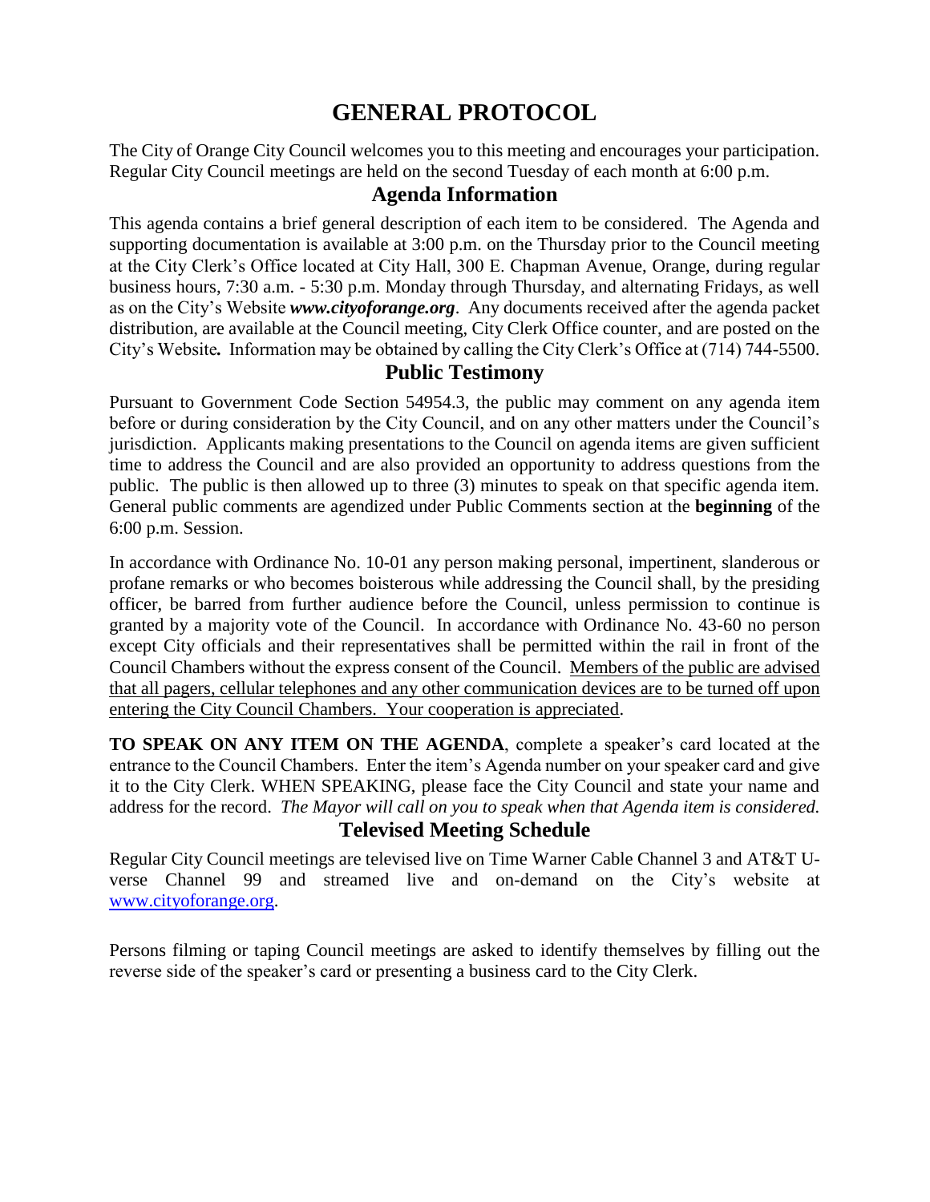# GENERAL PROTOCOL

The City of Orange City Council welcomes you to this meeting and encourages your participation. Regular City Council meetings are held on the second Tuesday of each month at 6:00 p.m.

## Agenda Information

This agenda contains a brief general description of each item to be considered. The Agenda and supporting documentation is available at 3:00 p.m. on the Thursday prior to the Council meeting at the City Clerk's Office located at City Hall, 300 E. Chapman Avenue, Orange, during regular business hours, 7:30 a.m. - 5:30 p.m. Monday through Thursday, and alternating Fridays, as well as on the City's Website ***www.cityoforange.org***. Any documents received after the agenda packet distribution, are available at the Council meeting, City Clerk Office counter, and are posted on the City's Website***.*** Information may be obtained by calling the City Clerk's Office at (714) 744-5500.

## Public Testimony

Pursuant to Government Code Section 54954.3, the public may comment on any agenda item before or during consideration by the City Council, and on any other matters under the Council's jurisdiction. Applicants making presentations to the Council on agenda items are given sufficient time to address the Council and are also provided an opportunity to address questions from the public. The public is then allowed up to three (3) minutes to speak on that specific agenda item. General public comments are agendized under Public Comments section at the **beginning** of the 6:00 p.m. Session.

In accordance with Ordinance No. 10-01 any person making personal, impertinent, slanderous or profane remarks or who becomes boisterous while addressing the Council shall, by the presiding officer, be barred from further audience before the Council, unless permission to continue is granted by a majority vote of the Council. In accordance with Ordinance No. 43-60 no person except City officials and their representatives shall be permitted within the rail in front of the Council Chambers without the express consent of the Council. Members of the public are advised that all pagers, cellular telephones and any other communication devices are to be turned off upon entering the City Council Chambers. Your cooperation is appreciated.

**TO SPEAK ON ANY ITEM ON THE AGENDA**, complete a speaker's card located at the entrance to the Council Chambers. Enter the item's Agenda number on your speaker card and give it to the City Clerk. WHEN SPEAKING, please face the City Council and state your name and address for the record. *The Mayor will call on you to speak when that Agenda item is considered.*

## Televised Meeting Schedule

Regular City Council meetings are televised live on Time Warner Cable Channel 3 and AT&T U-verse Channel 99 and streamed live and on-demand on the City's website at www.cityoforange.org.

Persons filming or taping Council meetings are asked to identify themselves by filling out the reverse side of the speaker's card or presenting a business card to the City Clerk.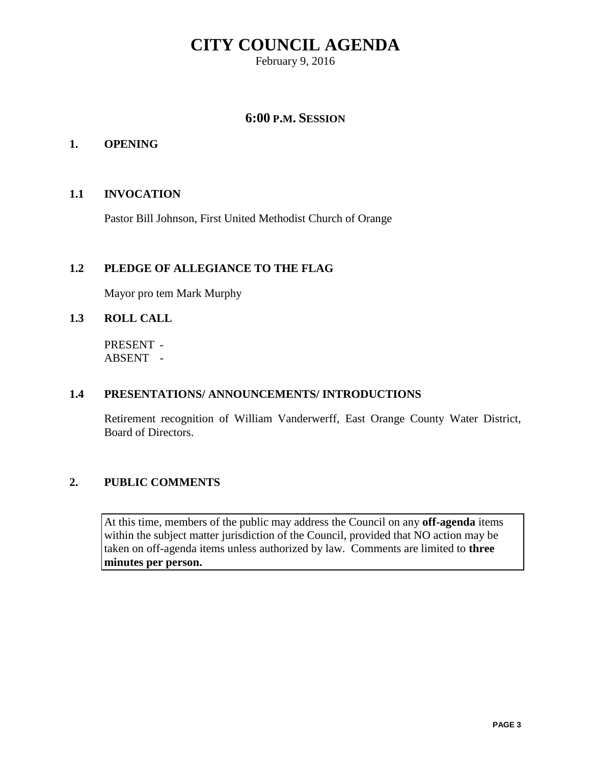# CITY COUNCIL AGENDA

February 9, 2016

## 6:00 P.M. SESSION

### 1. OPENING

### 1.1 INVOCATION

Pastor Bill Johnson, First United Methodist Church of Orange

### 1.2 PLEDGE OF ALLEGIANCE TO THE FLAG

Mayor pro tem Mark Murphy

### 1.3 ROLL CALL

PRESENT -
ABSENT -

### 1.4 PRESENTATIONS/ ANNOUNCEMENTS/ INTRODUCTIONS

Retirement recognition of William Vanderwerff, East Orange County Water District, Board of Directors.

### 2. PUBLIC COMMENTS

At this time, members of the public may address the Council on any **off-agenda** items within the subject matter jurisdiction of the Council, provided that NO action may be taken on off-agenda items unless authorized by law. Comments are limited to **three minutes per person.**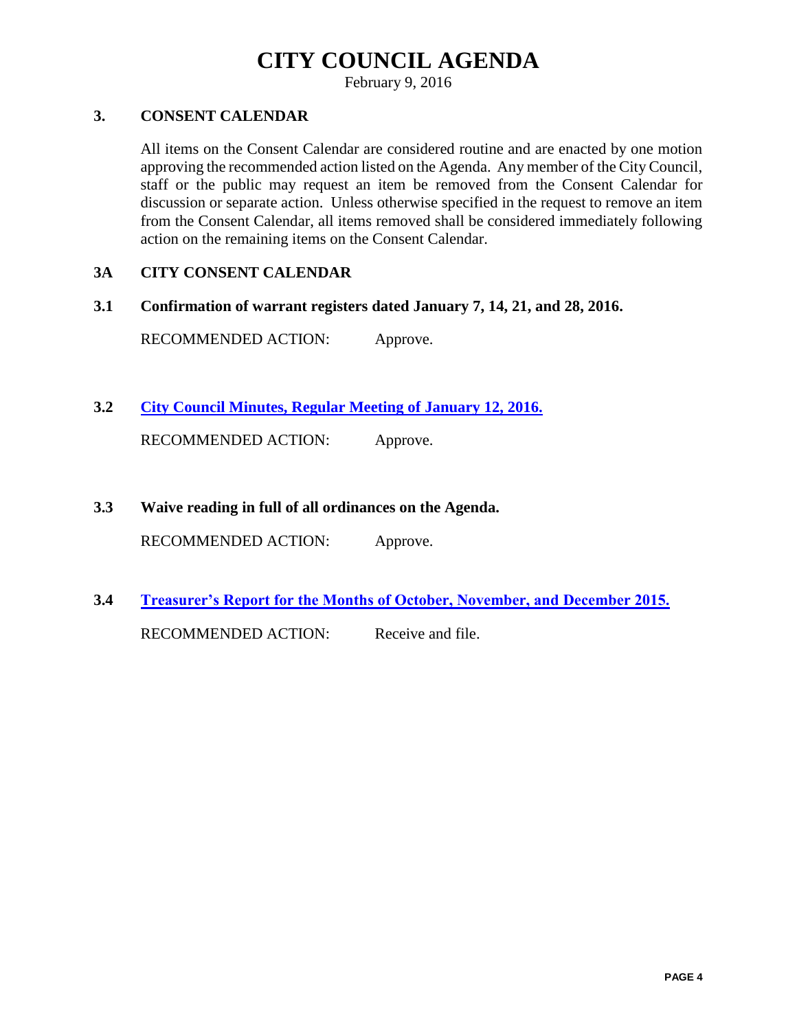# CITY COUNCIL AGENDA

February 9, 2016

## 3. CONSENT CALENDAR

All items on the Consent Calendar are considered routine and are enacted by one motion approving the recommended action listed on the Agenda. Any member of the City Council, staff or the public may request an item be removed from the Consent Calendar for discussion or separate action. Unless otherwise specified in the request to remove an item from the Consent Calendar, all items removed shall be considered immediately following action on the remaining items on the Consent Calendar.

## 3A CITY CONSENT CALENDAR

**3.1 Confirmation of warrant registers dated January 7, 14, 21, and 28, 2016.**

RECOMMENDED ACTION: Approve.

**3.2 City Council Minutes, Regular Meeting of January 12, 2016.**

RECOMMENDED ACTION: Approve.

**3.3 Waive reading in full of all ordinances on the Agenda.**

RECOMMENDED ACTION: Approve.

**3.4 Treasurer's Report for the Months of October, November, and December 2015.**

RECOMMENDED ACTION: Receive and file.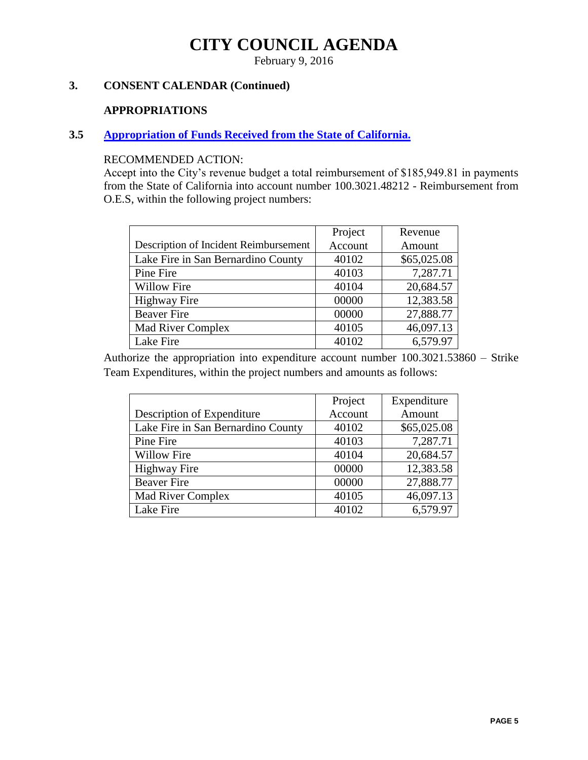# CITY COUNCIL AGENDA

February 9, 2016

## 3. CONSENT CALENDAR (Continued)

### APPROPRIATIONS

### 3.5 Appropriation of Funds Received from the State of California.

RECOMMENDED ACTION:

Accept into the City's revenue budget a total reimbursement of $185,949.81 in payments from the State of California into account number 100.3021.48212 - Reimbursement from O.E.S, within the following project numbers:

| Description of Incident Reimbursement | Project Account | Revenue Amount |
|---|---|---|
| Lake Fire in San Bernardino County | 40102 | $65,025.08 |
| Pine Fire | 40103 | 7,287.71 |
| Willow Fire | 40104 | 20,684.57 |
| Highway Fire | 00000 | 12,383.58 |
| Beaver Fire | 00000 | 27,888.77 |
| Mad River Complex | 40105 | 46,097.13 |
| Lake Fire | 40102 | 6,579.97 |

Authorize the appropriation into expenditure account number 100.3021.53860 – Strike Team Expenditures, within the project numbers and amounts as follows:

| Description of Expenditure | Project Account | Expenditure Amount |
|---|---|---|
| Lake Fire in San Bernardino County | 40102 | $65,025.08 |
| Pine Fire | 40103 | 7,287.71 |
| Willow Fire | 40104 | 20,684.57 |
| Highway Fire | 00000 | 12,383.58 |
| Beaver Fire | 00000 | 27,888.77 |
| Mad River Complex | 40105 | 46,097.13 |
| Lake Fire | 40102 | 6,579.97 |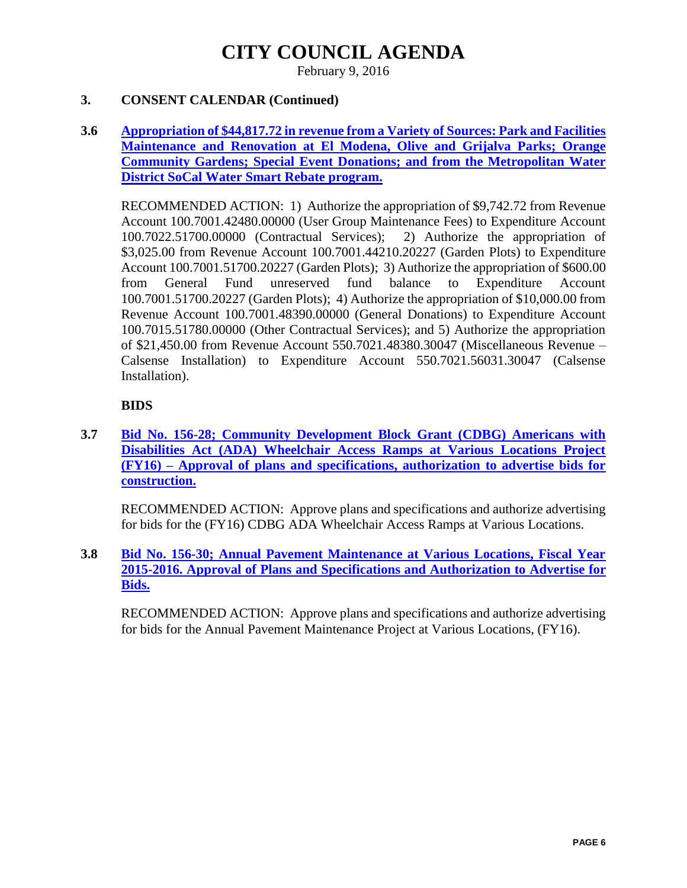# CITY COUNCIL AGENDA

February 9, 2016

## 3. CONSENT CALENDAR (Continued)

**3.6 Appropriation of $44,817.72 in revenue from a Variety of Sources: Park and Facilities Maintenance and Renovation at El Modena, Olive and Grijalva Parks; Orange Community Gardens; Special Event Donations; and from the Metropolitan Water District SoCal Water Smart Rebate program.**

RECOMMENDED ACTION: 1) Authorize the appropriation of $9,742.72 from Revenue Account 100.7001.42480.00000 (User Group Maintenance Fees) to Expenditure Account 100.7022.51700.00000 (Contractual Services); 2) Authorize the appropriation of $3,025.00 from Revenue Account 100.7001.44210.20227 (Garden Plots) to Expenditure Account 100.7001.51700.20227 (Garden Plots); 3) Authorize the appropriation of $600.00 from General Fund unreserved fund balance to Expenditure Account 100.7001.51700.20227 (Garden Plots); 4) Authorize the appropriation of $10,000.00 from Revenue Account 100.7001.48390.00000 (General Donations) to Expenditure Account 100.7015.51780.00000 (Other Contractual Services); and 5) Authorize the appropriation of $21,450.00 from Revenue Account 550.7021.48380.30047 (Miscellaneous Revenue – Calsense Installation) to Expenditure Account 550.7021.56031.30047 (Calsense Installation).

**BIDS**

**3.7 Bid No. 156-28; Community Development Block Grant (CDBG) Americans with Disabilities Act (ADA) Wheelchair Access Ramps at Various Locations Project (FY16) – Approval of plans and specifications, authorization to advertise bids for construction.**

RECOMMENDED ACTION: Approve plans and specifications and authorize advertising for bids for the (FY16) CDBG ADA Wheelchair Access Ramps at Various Locations.

**3.8 Bid No. 156-30; Annual Pavement Maintenance at Various Locations, Fiscal Year 2015-2016. Approval of Plans and Specifications and Authorization to Advertise for Bids.**

RECOMMENDED ACTION: Approve plans and specifications and authorize advertising for bids for the Annual Pavement Maintenance Project at Various Locations, (FY16).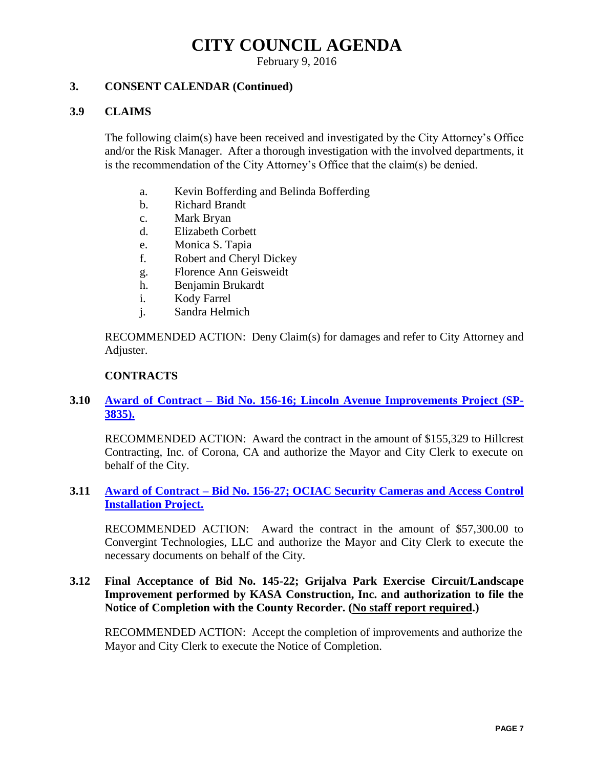# CITY COUNCIL AGENDA

February 9, 2016

## 3. CONSENT CALENDAR (Continued)

### 3.9 CLAIMS

The following claim(s) have been received and investigated by the City Attorney's Office and/or the Risk Manager. After a thorough investigation with the involved departments, it is the recommendation of the City Attorney's Office that the claim(s) be denied.

a. Kevin Bofferding and Belinda Bofferding
b. Richard Brandt
c. Mark Bryan
d. Elizabeth Corbett
e. Monica S. Tapia
f. Robert and Cheryl Dickey
g. Florence Ann Geisweidt
h. Benjamin Brukardt
i. Kody Farrel
j. Sandra Helmich

RECOMMENDED ACTION: Deny Claim(s) for damages and refer to City Attorney and Adjuster.

**CONTRACTS**

### 3.10 Award of Contract – Bid No. 156-16; Lincoln Avenue Improvements Project (SP-3835).

RECOMMENDED ACTION: Award the contract in the amount of $155,329 to Hillcrest Contracting, Inc. of Corona, CA and authorize the Mayor and City Clerk to execute on behalf of the City.

### 3.11 Award of Contract – Bid No. 156-27; OCIAC Security Cameras and Access Control Installation Project.

RECOMMENDED ACTION: Award the contract in the amount of $57,300.00 to Convergint Technologies, LLC and authorize the Mayor and City Clerk to execute the necessary documents on behalf of the City.

### 3.12 Final Acceptance of Bid No. 145-22; Grijalva Park Exercise Circuit/Landscape Improvement performed by KASA Construction, Inc. and authorization to file the Notice of Completion with the County Recorder. (No staff report required.)

RECOMMENDED ACTION: Accept the completion of improvements and authorize the Mayor and City Clerk to execute the Notice of Completion.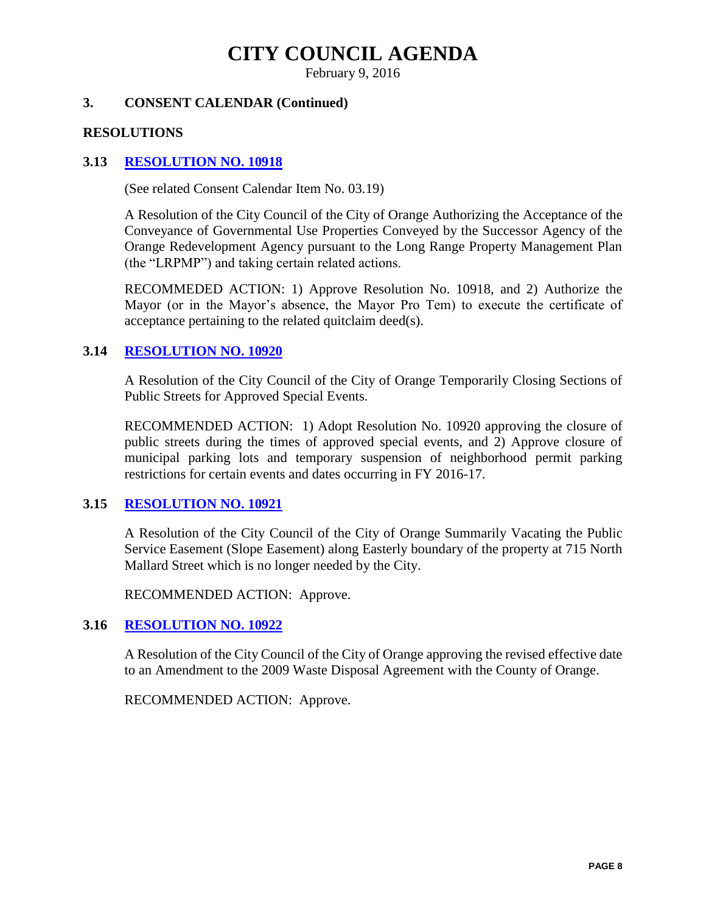# CITY COUNCIL AGENDA

February 9, 2016

## 3. CONSENT CALENDAR (Continued)

### RESOLUTIONS

### 3.13 RESOLUTION NO. 10918

(See related Consent Calendar Item No. 03.19)

A Resolution of the City Council of the City of Orange Authorizing the Acceptance of the Conveyance of Governmental Use Properties Conveyed by the Successor Agency of the Orange Redevelopment Agency pursuant to the Long Range Property Management Plan (the "LRPMP") and taking certain related actions.

RECOMMEDED ACTION: 1) Approve Resolution No. 10918, and 2) Authorize the Mayor (or in the Mayor's absence, the Mayor Pro Tem) to execute the certificate of acceptance pertaining to the related quitclaim deed(s).

### 3.14 RESOLUTION NO. 10920

A Resolution of the City Council of the City of Orange Temporarily Closing Sections of Public Streets for Approved Special Events.

RECOMMENDED ACTION: 1) Adopt Resolution No. 10920 approving the closure of public streets during the times of approved special events, and 2) Approve closure of municipal parking lots and temporary suspension of neighborhood permit parking restrictions for certain events and dates occurring in FY 2016-17.

### 3.15 RESOLUTION NO. 10921

A Resolution of the City Council of the City of Orange Summarily Vacating the Public Service Easement (Slope Easement) along Easterly boundary of the property at 715 North Mallard Street which is no longer needed by the City.

RECOMMENDED ACTION: Approve.

### 3.16 RESOLUTION NO. 10922

A Resolution of the City Council of the City of Orange approving the revised effective date to an Amendment to the 2009 Waste Disposal Agreement with the County of Orange.

RECOMMENDED ACTION: Approve.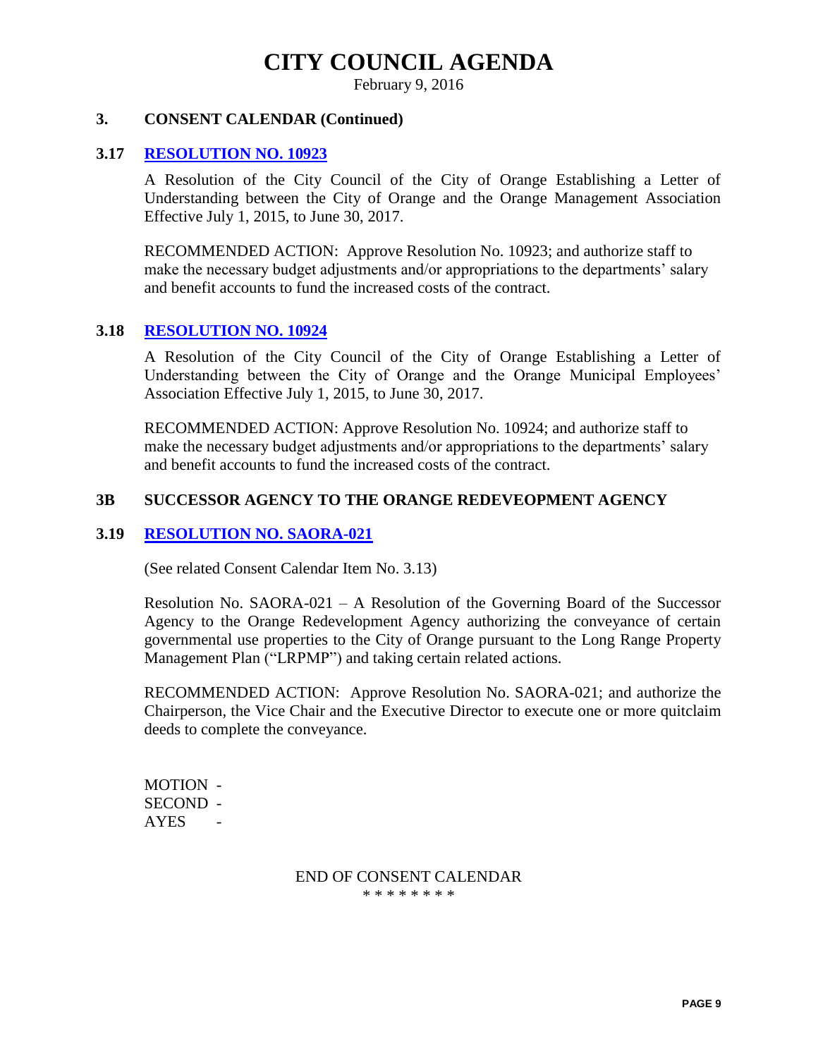# CITY COUNCIL AGENDA

February 9, 2016

## 3. CONSENT CALENDAR (Continued)

### 3.17 RESOLUTION NO. 10923

A Resolution of the City Council of the City of Orange Establishing a Letter of Understanding between the City of Orange and the Orange Management Association Effective July 1, 2015, to June 30, 2017.

RECOMMENDED ACTION: Approve Resolution No. 10923; and authorize staff to make the necessary budget adjustments and/or appropriations to the departments' salary and benefit accounts to fund the increased costs of the contract.

### 3.18 RESOLUTION NO. 10924

A Resolution of the City Council of the City of Orange Establishing a Letter of Understanding between the City of Orange and the Orange Municipal Employees' Association Effective July 1, 2015, to June 30, 2017.

RECOMMENDED ACTION: Approve Resolution No. 10924; and authorize staff to make the necessary budget adjustments and/or appropriations to the departments' salary and benefit accounts to fund the increased costs of the contract.

## 3B SUCCESSOR AGENCY TO THE ORANGE REDEVEOPMENT AGENCY

### 3.19 RESOLUTION NO. SAORA-021

(See related Consent Calendar Item No. 3.13)

Resolution No. SAORA-021 – A Resolution of the Governing Board of the Successor Agency to the Orange Redevelopment Agency authorizing the conveyance of certain governmental use properties to the City of Orange pursuant to the Long Range Property Management Plan ("LRPMP") and taking certain related actions.

RECOMMENDED ACTION: Approve Resolution No. SAORA-021; and authorize the Chairperson, the Vice Chair and the Executive Director to execute one or more quitclaim deeds to complete the conveyance.

MOTION -
SECOND -
AYES -

END OF CONSENT CALENDAR

* * * * * * * *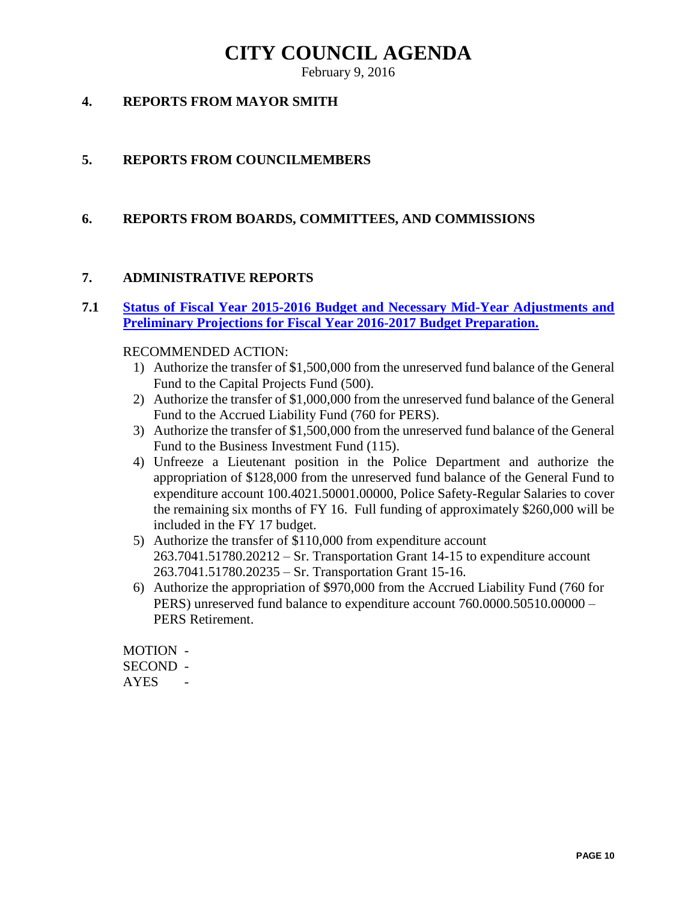# CITY COUNCIL AGENDA

February 9, 2016

## 4. REPORTS FROM MAYOR SMITH

## 5. REPORTS FROM COUNCILMEMBERS

## 6. REPORTS FROM BOARDS, COMMITTEES, AND COMMISSIONS

## 7. ADMINISTRATIVE REPORTS

### 7.1 Status of Fiscal Year 2015-2016 Budget and Necessary Mid-Year Adjustments and Preliminary Projections for Fiscal Year 2016-2017 Budget Preparation.

RECOMMENDED ACTION:

1) Authorize the transfer of $1,500,000 from the unreserved fund balance of the General Fund to the Capital Projects Fund (500).
2) Authorize the transfer of $1,000,000 from the unreserved fund balance of the General Fund to the Accrued Liability Fund (760 for PERS).
3) Authorize the transfer of $1,500,000 from the unreserved fund balance of the General Fund to the Business Investment Fund (115).
4) Unfreeze a Lieutenant position in the Police Department and authorize the appropriation of $128,000 from the unreserved fund balance of the General Fund to expenditure account 100.4021.50001.00000, Police Safety-Regular Salaries to cover the remaining six months of FY 16. Full funding of approximately $260,000 will be included in the FY 17 budget.
5) Authorize the transfer of $110,000 from expenditure account 263.7041.51780.20212 – Sr. Transportation Grant 14-15 to expenditure account 263.7041.51780.20235 – Sr. Transportation Grant 15-16.
6) Authorize the appropriation of $970,000 from the Accrued Liability Fund (760 for PERS) unreserved fund balance to expenditure account 760.0000.50510.00000 – PERS Retirement.

MOTION -
SECOND -
AYES -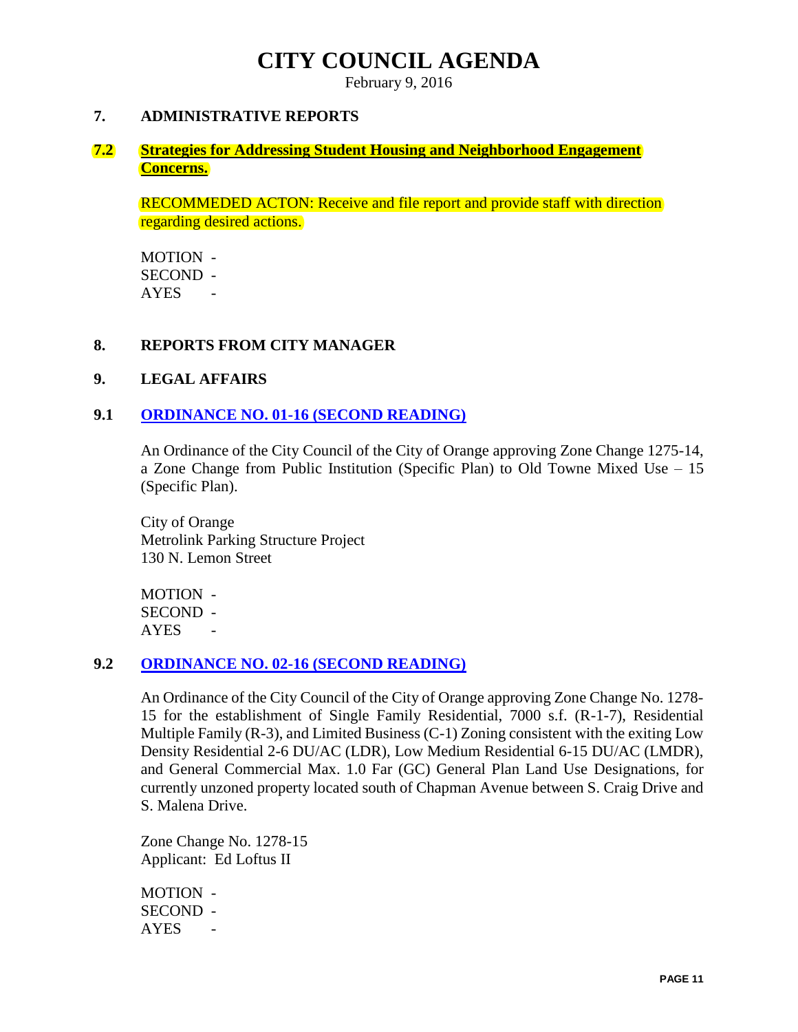# CITY COUNCIL AGENDA

February 9, 2016

## 7. ADMINISTRATIVE REPORTS

### 7.2 Strategies for Addressing Student Housing and Neighborhood Engagement Concerns.

RECOMMEDED ACTON: Receive and file report and provide staff with direction regarding desired actions.

MOTION -
SECOND -
AYES -

## 8. REPORTS FROM CITY MANAGER

## 9. LEGAL AFFAIRS

### 9.1 ORDINANCE NO. 01-16 (SECOND READING)

An Ordinance of the City Council of the City of Orange approving Zone Change 1275-14, a Zone Change from Public Institution (Specific Plan) to Old Towne Mixed Use – 15 (Specific Plan).

City of Orange
Metrolink Parking Structure Project
130 N. Lemon Street

MOTION -
SECOND -
AYES -

### 9.2 ORDINANCE NO. 02-16 (SECOND READING)

An Ordinance of the City Council of the City of Orange approving Zone Change No. 1278-15 for the establishment of Single Family Residential, 7000 s.f. (R-1-7), Residential Multiple Family (R-3), and Limited Business (C-1) Zoning consistent with the exiting Low Density Residential 2-6 DU/AC (LDR), Low Medium Residential 6-15 DU/AC (LMDR), and General Commercial Max. 1.0 Far (GC) General Plan Land Use Designations, for currently unzoned property located south of Chapman Avenue between S. Craig Drive and S. Malena Drive.

Zone Change No. 1278-15
Applicant: Ed Loftus II

MOTION -
SECOND -
AYES -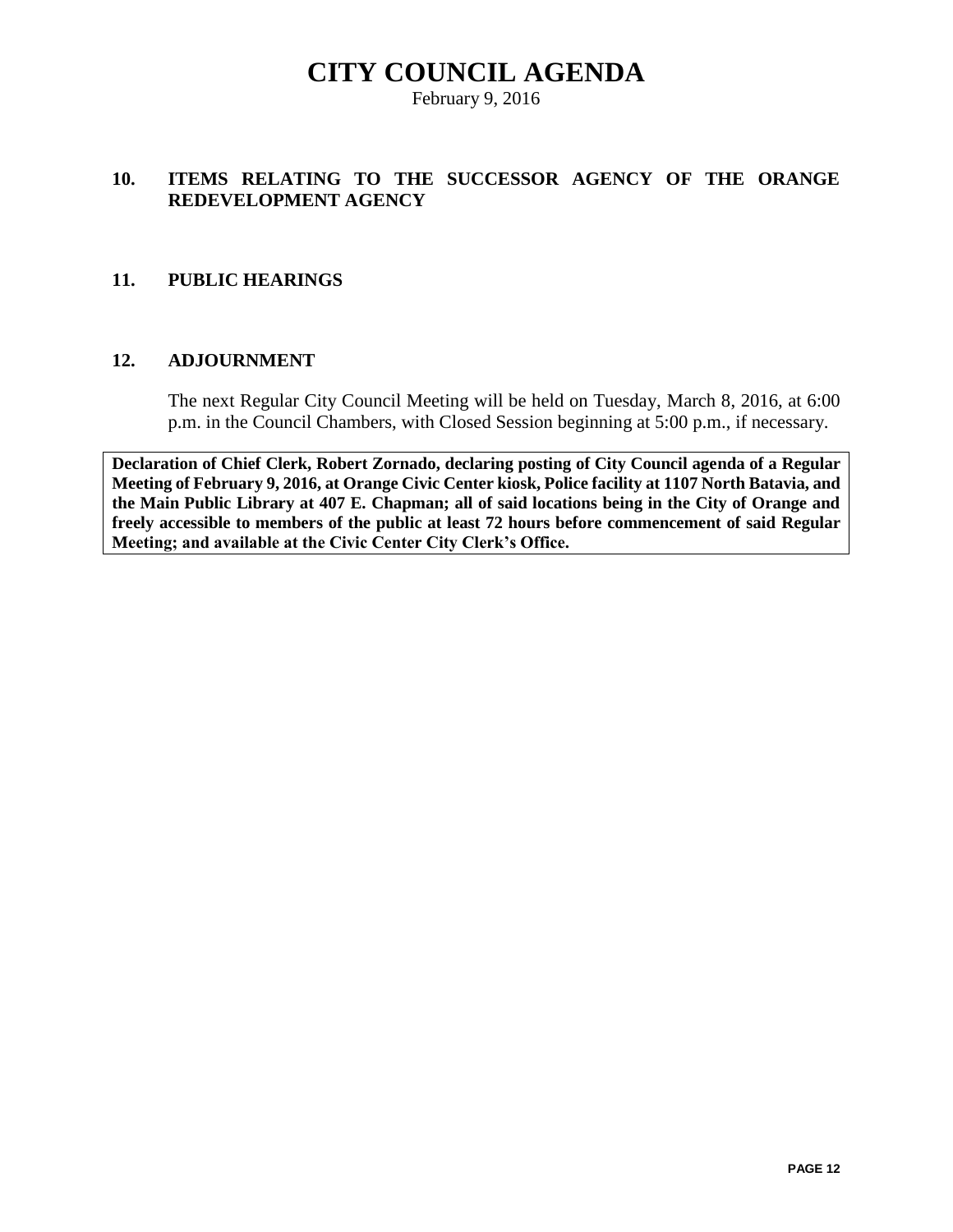# CITY COUNCIL AGENDA

February 9, 2016

## 10. ITEMS RELATING TO THE SUCCESSOR AGENCY OF THE ORANGE REDEVELOPMENT AGENCY

## 11. PUBLIC HEARINGS

## 12. ADJOURNMENT

The next Regular City Council Meeting will be held on Tuesday, March 8, 2016, at 6:00 p.m. in the Council Chambers, with Closed Session beginning at 5:00 p.m., if necessary.

**Declaration of Chief Clerk, Robert Zornado, declaring posting of City Council agenda of a Regular Meeting of February 9, 2016, at Orange Civic Center kiosk, Police facility at 1107 North Batavia, and the Main Public Library at 407 E. Chapman; all of said locations being in the City of Orange and freely accessible to members of the public at least 72 hours before commencement of said Regular Meeting; and available at the Civic Center City Clerk's Office.**